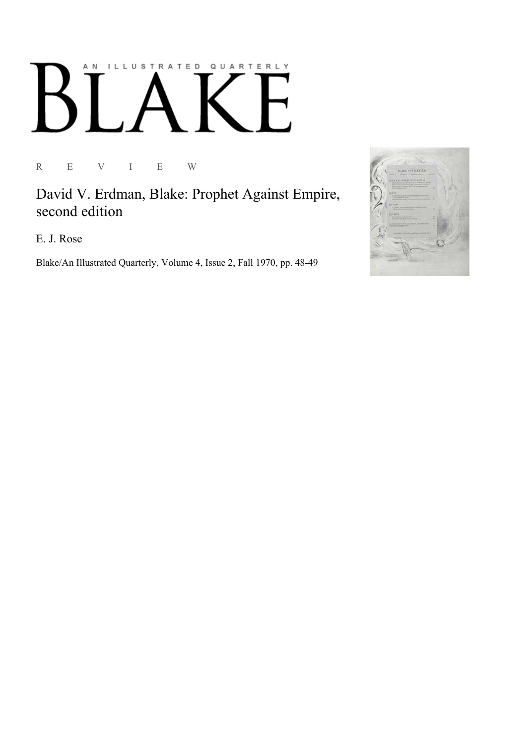# BLAKE

AN ILLUSTRATED QUARTERLY

R E V I E W

## David V. Erdman, Blake: Prophet Against Empire, second edition

E. J. Rose

Blake/An Illustrated Quarterly, Volume 4, Issue 2, Fall 1970, pp. 48-49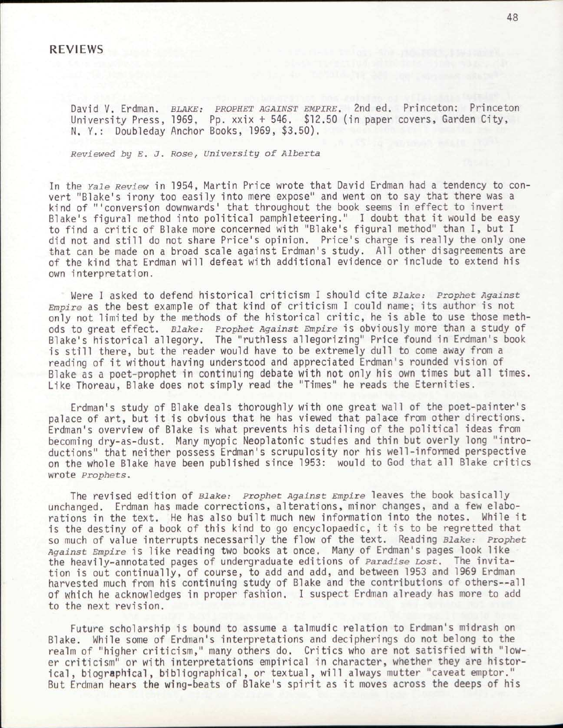## REVIEWS

David V. Erdman. *BLAKE: PROPHET AGAINST EMPIRE*. 2nd ed. Princeton: Princeton University Press, 1969. Pp. xxix + 546. $12.50 (in paper covers, Garden City, N. Y.: Doubleday Anchor Books, 1969, $3.50).

*Reviewed by E. J. Rose, University of Alberta*

In the *Yale Review* in 1954, Martin Price wrote that David Erdman had a tendency to convert "Blake's irony too easily into mere expose" and went on to say that there was a kind of "'conversion downwards' that throughout the book seems in effect to invert Blake's figural method into political pamphleteering." I doubt that it would be easy to find a critic of Blake more concerned with "Blake's figural method" than I, but I did not and still do not share Price's opinion. Price's charge is really the only one that can be made on a broad scale against Erdman's study. All other disagreements are of the kind that Erdman will defeat with additional evidence or include to extend his own interpretation.

Were I asked to defend historical criticism I should cite *Blake: Prophet Against Empire* as the best example of that kind of criticism I could name; its author is not only not limited by the methods of the historical critic, he is able to use those methods to great effect. *Blake: Prophet Against Empire* is obviously more than a study of Blake's historical allegory. The "ruthless allegorizing" Price found in Erdman's book is still there, but the reader would have to be extremely dull to come away from a reading of it without having understood and appreciated Erdman's rounded vision of Blake as a poet-prophet in continuing debate with not only his own times but all times. Like Thoreau, Blake does not simply read the "Times" he reads the Eternities.

Erdman's study of Blake deals thoroughly with one great wall of the poet-painter's palace of art, but it is obvious that he has viewed that palace from other directions. Erdman's overview of Blake is what prevents his detailing of the political ideas from becoming dry-as-dust. Many myopic Neoplatonic studies and thin but overly long "introductions" that neither possess Erdman's scrupulosity nor his well-informed perspective on the whole Blake have been published since 1953: would to God that all Blake critics wrote *Prophets*.

The revised edition of *Blake: Prophet Against Empire* leaves the book basically unchanged. Erdman has made corrections, alterations, minor changes, and a few elaborations in the text. He has also built much new information into the notes. While it is the destiny of a book of this kind to go encyclopaedic, it is to be regretted that so much of value interrupts necessarily the flow of the text. Reading *Blake: Prophet Against Empire* is like reading two books at once. Many of Erdman's pages look like the heavily-annotated pages of undergraduate editions of *Paradise Lost*. The invitation is out continually, of course, to add and add, and between 1953 and 1969 Erdman harvested much from his continuing study of Blake and the contributions of others--all of which he acknowledges in proper fashion. I suspect Erdman already has more to add to the next revision.

Future scholarship is bound to assume a talmudic relation to Erdman's midrash on Blake. While some of Erdman's interpretations and decipherings do not belong to the realm of "higher criticism," many others do. Critics who are not satisfied with "lower criticism" or with interpretations empirical in character, whether they are historical, biographical, bibliographical, or textual, will always mutter "caveat emptor." But Erdman hears the wing-beats of Blake's spirit as it moves across the deeps of his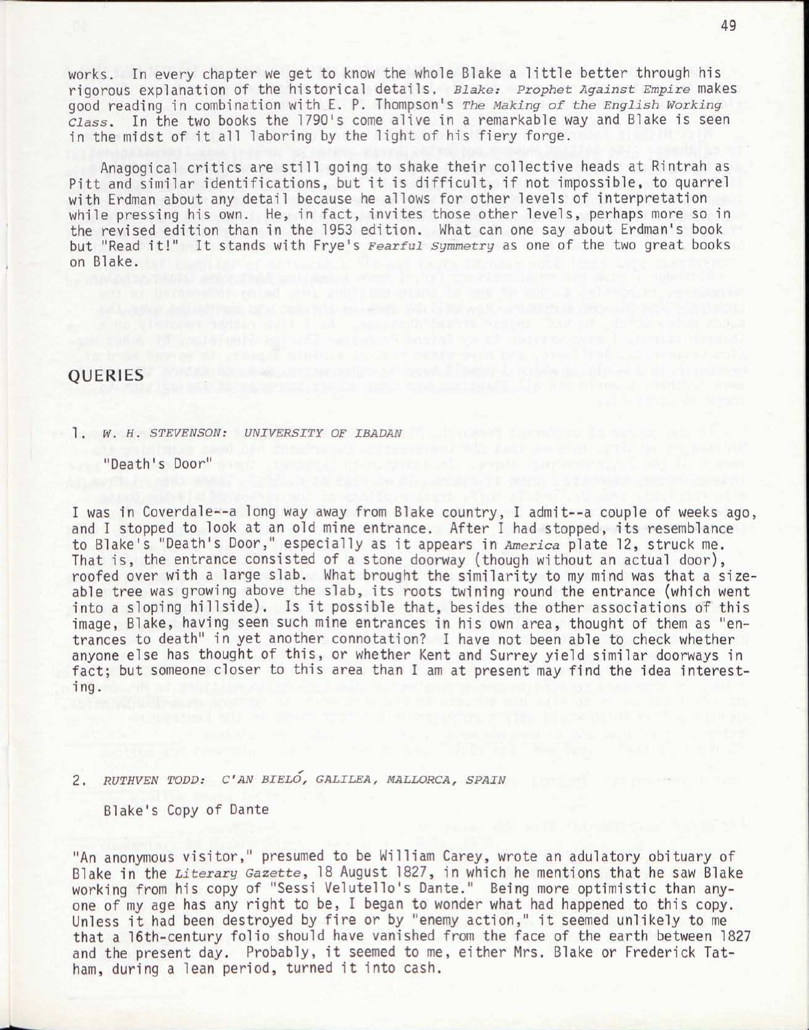works. In every chapter we get to know the whole Blake a little better through his rigorous explanation of the historical details. *Blake: Prophet Against Empire* makes good reading in combination with E. P. Thompson's *The Making of the English Working Class*. In the two books the 1790's come alive in a remarkable way and Blake is seen in the midst of it all laboring by the light of his fiery forge.

Anagogical critics are still going to shake their collective heads at Rintrah as Pitt and similar identifications, but it is difficult, if not impossible, to quarrel with Erdman about any detail because he allows for other levels of interpretation while pressing his own. He, in fact, invites those other levels, perhaps more so in the revised edition than in the 1953 edition. What can one say about Erdman's book but "Read it!" It stands with Frye's *Fearful Symmetry* as one of the two great books on Blake.

## QUERIES

1. *W. H. STEVENSON: UNIVERSITY OF IBADAN*

"Death's Door"

I was in Coverdale--a long way away from Blake country, I admit--a couple of weeks ago, and I stopped to look at an old mine entrance. After I had stopped, its resemblance to Blake's "Death's Door," especially as it appears in *America* plate 12, struck me. That is, the entrance consisted of a stone doorway (though without an actual door), roofed over with a large slab. What brought the similarity to my mind was that a sizeable tree was growing above the slab, its roots twining round the entrance (which went into a sloping hillside). Is it possible that, besides the other associations of this image, Blake, having seen such mine entrances in his own area, thought of them as "entrances to death" in yet another connotation? I have not been able to check whether anyone else has thought of this, or whether Kent and Surrey yield similar doorways in fact; but someone closer to this area than I am at present may find the idea interesting.

2. *RUTHVEN TODD: C'AN BIELÓ, GALILEA, MALLORCA, SPAIN*

Blake's Copy of Dante

"An anonymous visitor," presumed to be William Carey, wrote an adulatory obituary of Blake in the *Literary Gazette*, 18 August 1827, in which he mentions that he saw Blake working from his copy of "Sessi Velutello's Dante." Being more optimistic than anyone of my age has any right to be, I began to wonder what had happened to this copy. Unless it had been destroyed by fire or by "enemy action," it seemed unlikely to me that a 16th-century folio should have vanished from the face of the earth between 1827 and the present day. Probably, it seemed to me, either Mrs. Blake or Frederick Tatham, during a lean period, turned it into cash.